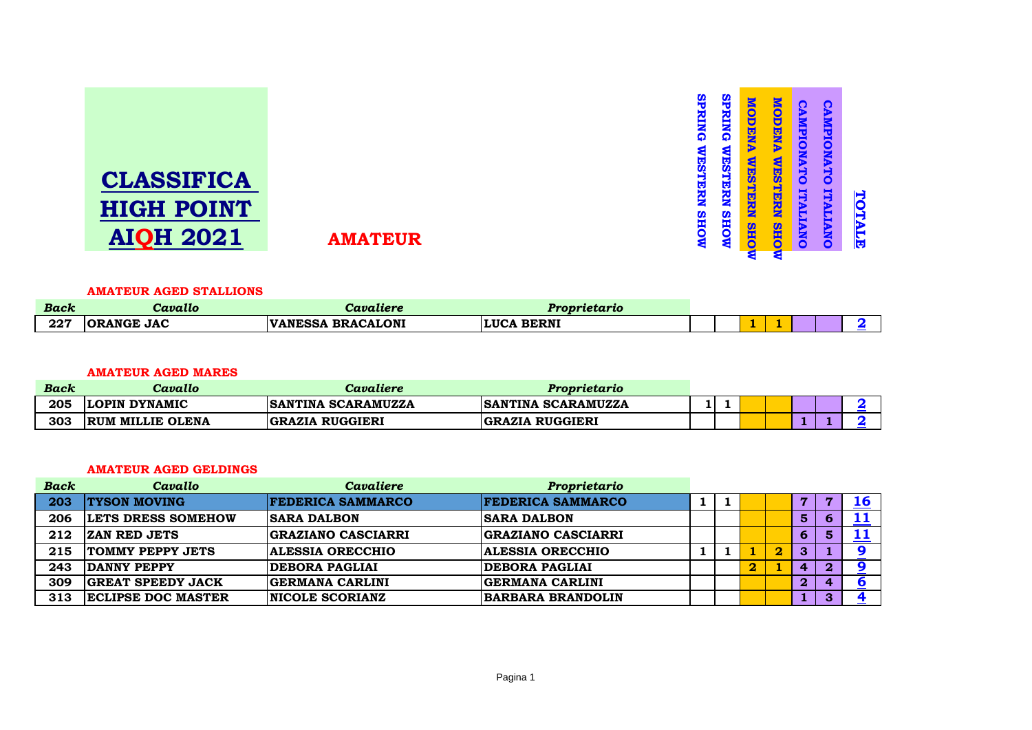# CLASSIFICA HIGH POINT AIQH 2021

## AMATEUR

### AMATEUR AGED STALLIONS

| Back | Cavallo | Cavaliere | Proprietario | SPRING WESTERN SHOW | SPRING WESTERN SHOW | MODENA WESTERN SHOW | MODENA WESTERN SHOW | CAMPIONATO ITALIANO | CAMPIONATO ITALIANO | TOTALE |
|---|---|---|---|---|---|---|---|---|---|---|
| 227 | ORANGE JAC | VANESSA BRACALONI | LUCA BERNI | | | 1 | 1 | | | 2 |

### AMATEUR AGED MARES

| Back | Cavallo | Cavaliere | Proprietario | SPRING WESTERN SHOW | SPRING WESTERN SHOW | MODENA WESTERN SHOW | MODENA WESTERN SHOW | CAMPIONATO ITALIANO | CAMPIONATO ITALIANO | TOTALE |
|---|---|---|---|---|---|---|---|---|---|---|
| 205 | LOPIN DYNAMIC | SANTINA SCARAMUZZA | SANTINA SCARAMUZZA | 1 | 1 | | | | | 2 |
| 303 | RUM MILLIE OLENA | GRAZIA RUGGIERI | GRAZIA RUGGIERI | | | | | 1 | 1 | 2 |

### AMATEUR AGED GELDINGS

| Back | Cavallo | Cavaliere | Proprietario | SPRING WESTERN SHOW | SPRING WESTERN SHOW | MODENA WESTERN SHOW | MODENA WESTERN SHOW | CAMPIONATO ITALIANO | CAMPIONATO ITALIANO | TOTALE |
|---|---|---|---|---|---|---|---|---|---|---|
| 203 | TYSON MOVING | FEDERICA SAMMARCO | FEDERICA SAMMARCO | 1 | 1 | | | 7 | 7 | 16 |
| 206 | LETS DRESS SOMEHOW | SARA DALBON | SARA DALBON | | | | | 5 | 6 | 11 |
| 212 | ZAN RED JETS | GRAZIANO CASCIARRI | GRAZIANO CASCIARRI | | | | | 6 | 5 | 11 |
| 215 | TOMMY PEPPY JETS | ALESSIA ORECCHIO | ALESSIA ORECCHIO | 1 | 1 | 1 | 2 | 3 | 1 | 9 |
| 243 | DANNY PEPPY | DEBORA PAGLIAI | DEBORA PAGLIAI | | | 2 | 1 | 4 | 2 | 9 |
| 309 | GREAT SPEEDY JACK | GERMANA CARLINI | GERMANA CARLINI | | | | | 2 | 4 | 6 |
| 313 | ECLIPSE DOC MASTER | NICOLE SCORIANZ | BARBARA BRANDOLIN | | | | | 1 | 3 | 4 |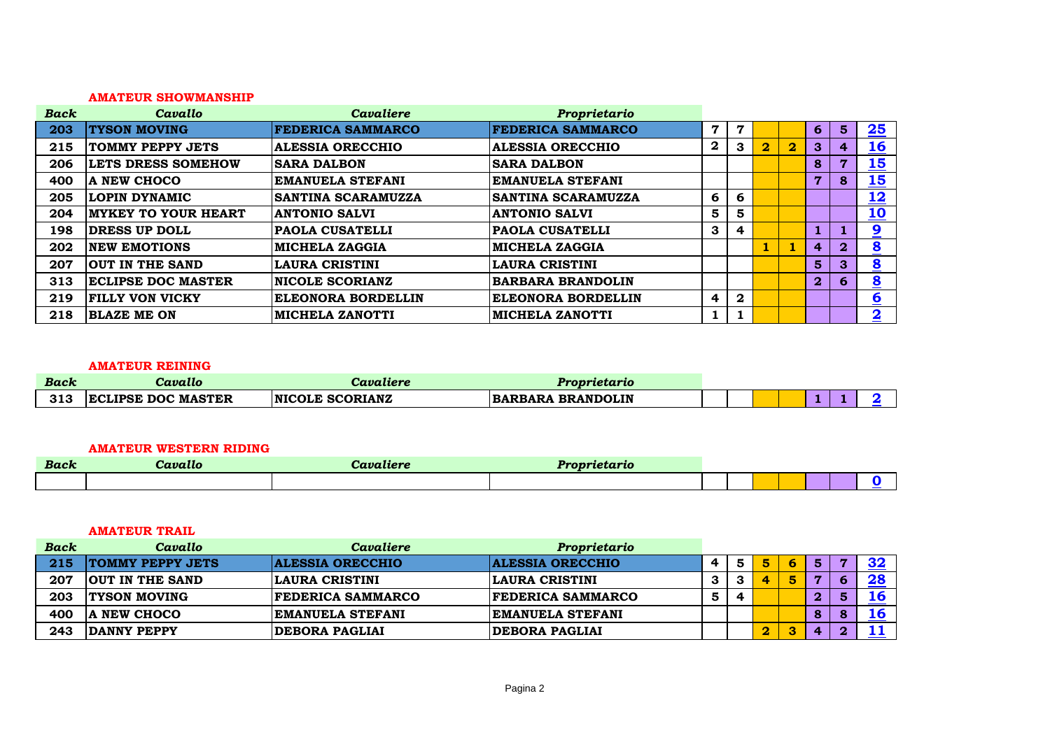### AMATEUR SHOWMANSHIP

| *Back* | *Cavallo* | *Cavaliere* | *Proprietario* | | | | | | | |
|---|---|---|---|---|---|---|---|---|---|---|
| 203 | TYSON MOVING | FEDERICA SAMMARCO | FEDERICA SAMMARCO | 7 | 7 | | | 6 | 5 | 25 |
| 215 | TOMMY PEPPY JETS | ALESSIA ORECCHIO | ALESSIA ORECCHIO | 2 | 3 | 2 | 2 | 3 | 4 | 16 |
| 206 | LETS DRESS SOMEHOW | SARA DALBON | SARA DALBON | | | | | 8 | 7 | 15 |
| 400 | A NEW CHOCO | EMANUELA STEFANI | EMANUELA STEFANI | | | | | 7 | 8 | 15 |
| 205 | LOPIN DYNAMIC | SANTINA SCARAMUZZA | SANTINA SCARAMUZZA | 6 | 6 | | | | | 12 |
| 204 | MYKEY TO YOUR HEART | ANTONIO SALVI | ANTONIO SALVI | 5 | 5 | | | | | 10 |
| 198 | DRESS UP DOLL | PAOLA CUSATELLI | PAOLA CUSATELLI | 3 | 4 | | | 1 | 1 | 9 |
| 202 | NEW EMOTIONS | MICHELA ZAGGIA | MICHELA ZAGGIA | | | 1 | 1 | 4 | 2 | 8 |
| 207 | OUT IN THE SAND | LAURA CRISTINI | LAURA CRISTINI | | | | | 5 | 3 | 8 |
| 313 | ECLIPSE DOC MASTER | NICOLE SCORIANZ | BARBARA BRANDOLIN | | | | | 2 | 6 | 8 |
| 219 | FILLY VON VICKY | ELEONORA BORDELLIN | ELEONORA BORDELLIN | 4 | 2 | | | | | 6 |
| 218 | BLAZE ME ON | MICHELA ZANOTTI | MICHELA ZANOTTI | 1 | 1 | | | | | 2 |

### AMATEUR REINING

| *Back* | *Cavallo* | *Cavaliere* | *Proprietario* | | | | | | | |
|---|---|---|---|---|---|---|---|---|---|---|
| 313 | ECLIPSE DOC MASTER | NICOLE SCORIANZ | BARBARA BRANDOLIN | | | | | 1 | 1 | 2 |

### AMATEUR WESTERN RIDING

| *Back* | *Cavallo* | *Cavaliere* | *Proprietario* | | | | | | | |
|---|---|---|---|---|---|---|---|---|---|---|
| | | | | | | | | | | 0 |

### AMATEUR TRAIL

| *Back* | *Cavallo* | *Cavaliere* | *Proprietario* | | | | | | | |
|---|---|---|---|---|---|---|---|---|---|---|
| 215 | TOMMY PEPPY JETS | ALESSIA ORECCHIO | ALESSIA ORECCHIO | 4 | 5 | 5 | 6 | 5 | 7 | 32 |
| 207 | OUT IN THE SAND | LAURA CRISTINI | LAURA CRISTINI | 3 | 3 | 4 | 5 | 7 | 6 | 28 |
| 203 | TYSON MOVING | FEDERICA SAMMARCO | FEDERICA SAMMARCO | 5 | 4 | | | 2 | 5 | 16 |
| 400 | A NEW CHOCO | EMANUELA STEFANI | EMANUELA STEFANI | | | | | 8 | 8 | 16 |
| 243 | DANNY PEPPY | DEBORA PAGLIAI | DEBORA PAGLIAI | | | 2 | 3 | 4 | 2 | 11 |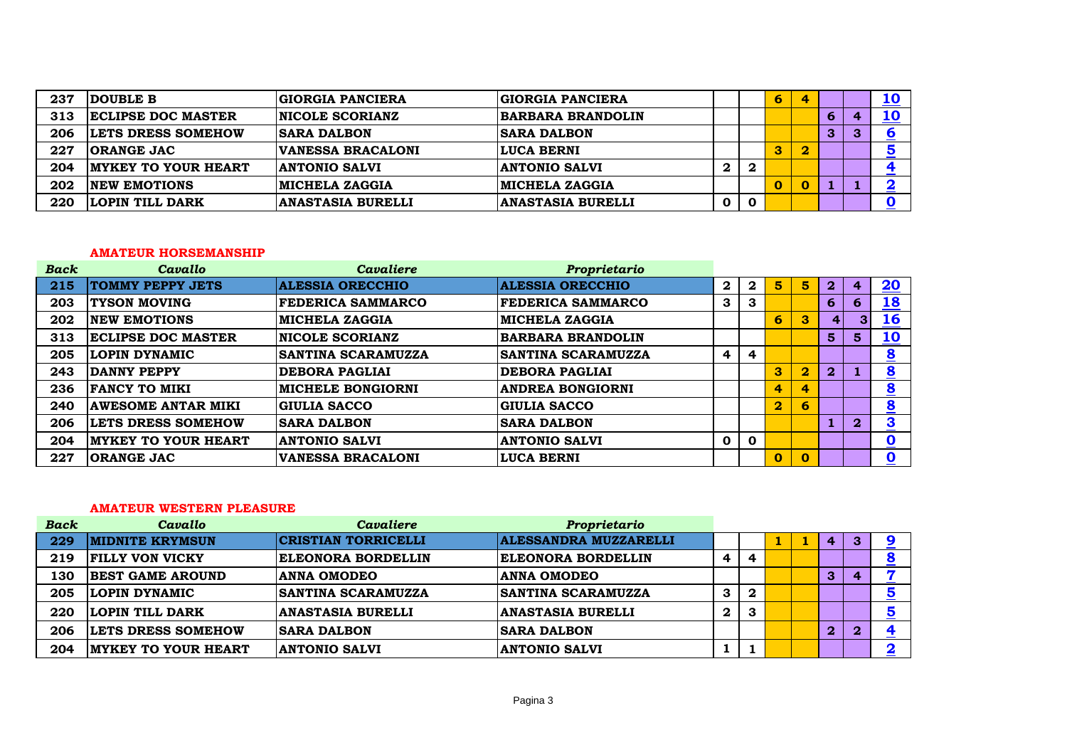| | | | | | | | | | | |
|---|---|---|---|---|---|---|---|---|---|---|
| **237** | **DOUBLE B** | **GIORGIA PANCIERA** | **GIORGIA PANCIERA** | | | **6** | **4** | | | **10** |
| **313** | **ECLIPSE DOC MASTER** | **NICOLE SCORIANZ** | **BARBARA BRANDOLIN** | | | | | **6** | **4** | **10** |
| **206** | **LETS DRESS SOMEHOW** | **SARA DALBON** | **SARA DALBON** | | | | | **3** | **3** | **6** |
| **227** | **ORANGE JAC** | **VANESSA BRACALONI** | **LUCA BERNI** | | | **3** | **2** | | | **5** |
| **204** | **MYKEY TO YOUR HEART** | **ANTONIO SALVI** | **ANTONIO SALVI** | **2** | **2** | | | | | **4** |
| **202** | **NEW EMOTIONS** | **MICHELA ZAGGIA** | **MICHELA ZAGGIA** | | | **0** | **0** | **1** | **1** | **2** |
| **220** | **LOPIN TILL DARK** | **ANASTASIA BURELLI** | **ANASTASIA BURELLI** | **0** | **0** | | | | | **0** |

**AMATEUR HORSEMANSHIP**

| *Back* | *Cavallo* | *Cavaliere* | *Proprietario* | | | | | | | |
|---|---|---|---|---|---|---|---|---|---|---|
| **215** | **TOMMY PEPPY JETS** | **ALESSIA ORECCHIO** | **ALESSIA ORECCHIO** | **2** | **2** | **5** | **5** | **2** | **4** | **20** |
| **203** | **TYSON MOVING** | **FEDERICA SAMMARCO** | **FEDERICA SAMMARCO** | **3** | **3** | | | **6** | **6** | **18** |
| **202** | **NEW EMOTIONS** | **MICHELA ZAGGIA** | **MICHELA ZAGGIA** | | | **6** | **3** | **4** | **3** | **16** |
| **313** | **ECLIPSE DOC MASTER** | **NICOLE SCORIANZ** | **BARBARA BRANDOLIN** | | | | | **5** | **5** | **10** |
| **205** | **LOPIN DYNAMIC** | **SANTINA SCARAMUZZA** | **SANTINA SCARAMUZZA** | **4** | **4** | | | | | **8** |
| **243** | **DANNY PEPPY** | **DEBORA PAGLIAI** | **DEBORA PAGLIAI** | | | **3** | **2** | **2** | **1** | **8** |
| **236** | **FANCY TO MIKI** | **MICHELE BONGIORNI** | **ANDREA BONGIORNI** | | | **4** | **4** | | | **8** |
| **240** | **AWESOME ANTAR MIKI** | **GIULIA SACCO** | **GIULIA SACCO** | | | **2** | **6** | | | **8** |
| **206** | **LETS DRESS SOMEHOW** | **SARA DALBON** | **SARA DALBON** | | | | | **1** | **2** | **3** |
| **204** | **MYKEY TO YOUR HEART** | **ANTONIO SALVI** | **ANTONIO SALVI** | **0** | **0** | | | | | **0** |
| **227** | **ORANGE JAC** | **VANESSA BRACALONI** | **LUCA BERNI** | | | **0** | **0** | | | **0** |

**AMATEUR WESTERN PLEASURE**

| *Back* | *Cavallo* | *Cavaliere* | *Proprietario* | | | | | | | |
|---|---|---|---|---|---|---|---|---|---|---|
| **229** | **MIDNITE KRYMSUN** | **CRISTIAN TORRICELLI** | **ALESSANDRA MUZZARELLI** | | | **1** | **1** | **4** | **3** | **9** |
| **219** | **FILLY VON VICKY** | **ELEONORA BORDELLIN** | **ELEONORA BORDELLIN** | **4** | **4** | | | | | **8** |
| **130** | **BEST GAME AROUND** | **ANNA OMODEO** | **ANNA OMODEO** | | | | | **3** | **4** | **7** |
| **205** | **LOPIN DYNAMIC** | **SANTINA SCARAMUZZA** | **SANTINA SCARAMUZZA** | **3** | **2** | | | | | **5** |
| **220** | **LOPIN TILL DARK** | **ANASTASIA BURELLI** | **ANASTASIA BURELLI** | **2** | **3** | | | | | **5** |
| **206** | **LETS DRESS SOMEHOW** | **SARA DALBON** | **SARA DALBON** | | | | | **2** | **2** | **4** |
| **204** | **MYKEY TO YOUR HEART** | **ANTONIO SALVI** | **ANTONIO SALVI** | **1** | **1** | | | | | **2** |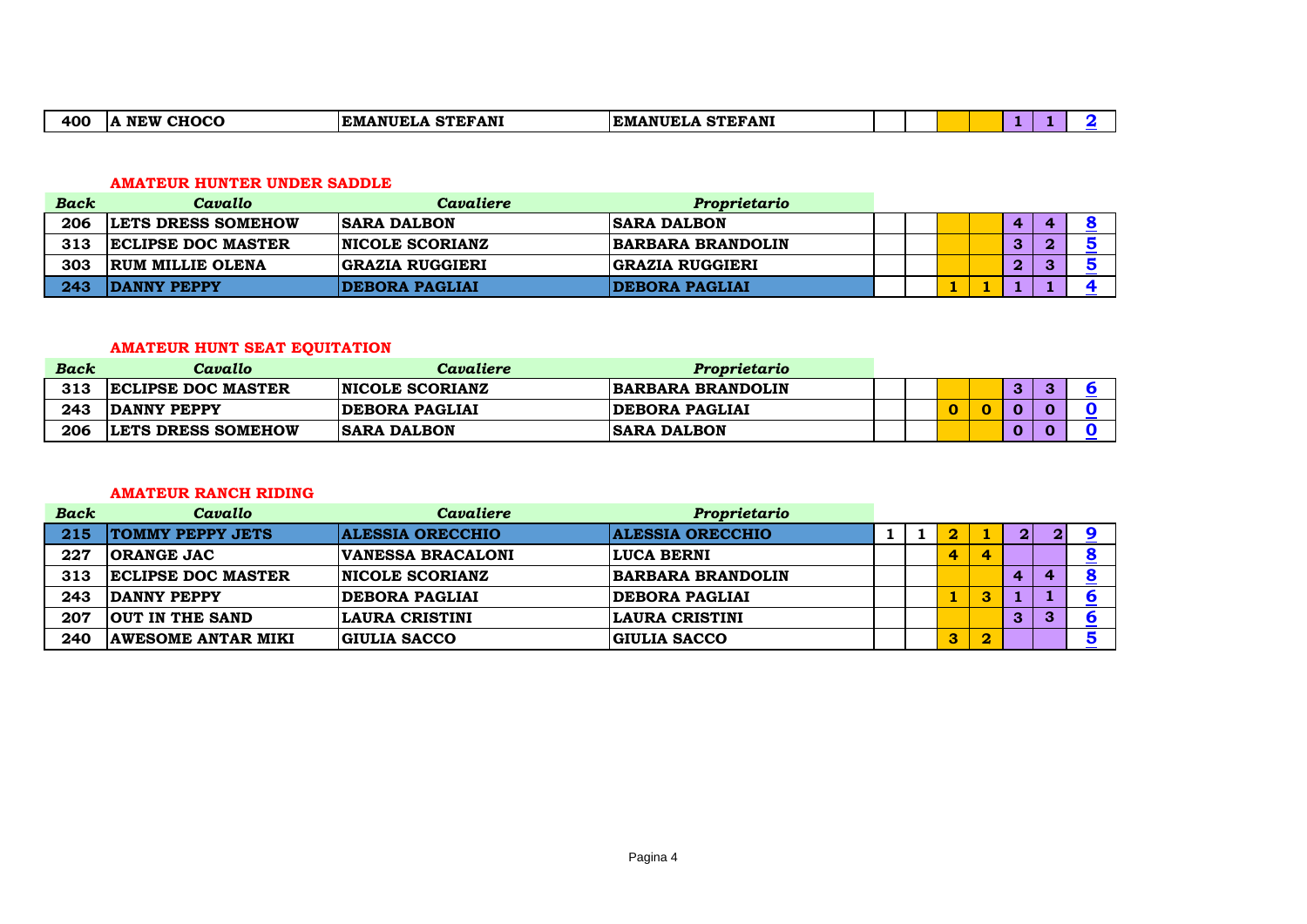| | | | | | | | | | | |
|---|---|---|---|---|---|---|---|---|---|---|
| 400 | A NEW CHOCO | EMANUELA STEFANI | EMANUELA STEFANI | | | | | 1 | 1 | 2 |

### AMATEUR HUNTER UNDER SADDLE

| *Back* | *Cavallo* | *Cavaliere* | *Proprietario* | | | | | | | |
|---|---|---|---|---|---|---|---|---|---|---|
| 206 | LETS DRESS SOMEHOW | SARA DALBON | SARA DALBON | | | | | 4 | 4 | 8 |
| 313 | ECLIPSE DOC MASTER | NICOLE SCORIANZ | BARBARA BRANDOLIN | | | | | 3 | 2 | 5 |
| 303 | RUM MILLIE OLENA | GRAZIA RUGGIERI | GRAZIA RUGGIERI | | | | | 2 | 3 | 5 |
| 243 | DANNY PEPPY | DEBORA PAGLIAI | DEBORA PAGLIAI | | | 1 | 1 | 1 | 1 | 4 |

### AMATEUR HUNT SEAT EQUITATION

| *Back* | *Cavallo* | *Cavaliere* | *Proprietario* | | | | | | | |
|---|---|---|---|---|---|---|---|---|---|---|
| 313 | ECLIPSE DOC MASTER | NICOLE SCORIANZ | BARBARA BRANDOLIN | | | | | 3 | 3 | 6 |
| 243 | DANNY PEPPY | DEBORA PAGLIAI | DEBORA PAGLIAI | | | 0 | 0 | 0 | 0 | 0 |
| 206 | LETS DRESS SOMEHOW | SARA DALBON | SARA DALBON | | | | | 0 | 0 | 0 |

### AMATEUR RANCH RIDING

| *Back* | *Cavallo* | *Cavaliere* | *Proprietario* | | | | | | | |
|---|---|---|---|---|---|---|---|---|---|---|
| 215 | TOMMY PEPPY JETS | ALESSIA ORECCHIO | ALESSIA ORECCHIO | 1 | 1 | 2 | 1 | 2 | 2 | 9 |
| 227 | ORANGE JAC | VANESSA BRACALONI | LUCA BERNI | | | 4 | 4 | | | 8 |
| 313 | ECLIPSE DOC MASTER | NICOLE SCORIANZ | BARBARA BRANDOLIN | | | | | 4 | 4 | 8 |
| 243 | DANNY PEPPY | DEBORA PAGLIAI | DEBORA PAGLIAI | | | 1 | 3 | 1 | 1 | 6 |
| 207 | OUT IN THE SAND | LAURA CRISTINI | LAURA CRISTINI | | | | | 3 | 3 | 6 |
| 240 | AWESOME ANTAR MIKI | GIULIA SACCO | GIULIA SACCO | | | 3 | 2 | | | 5 |